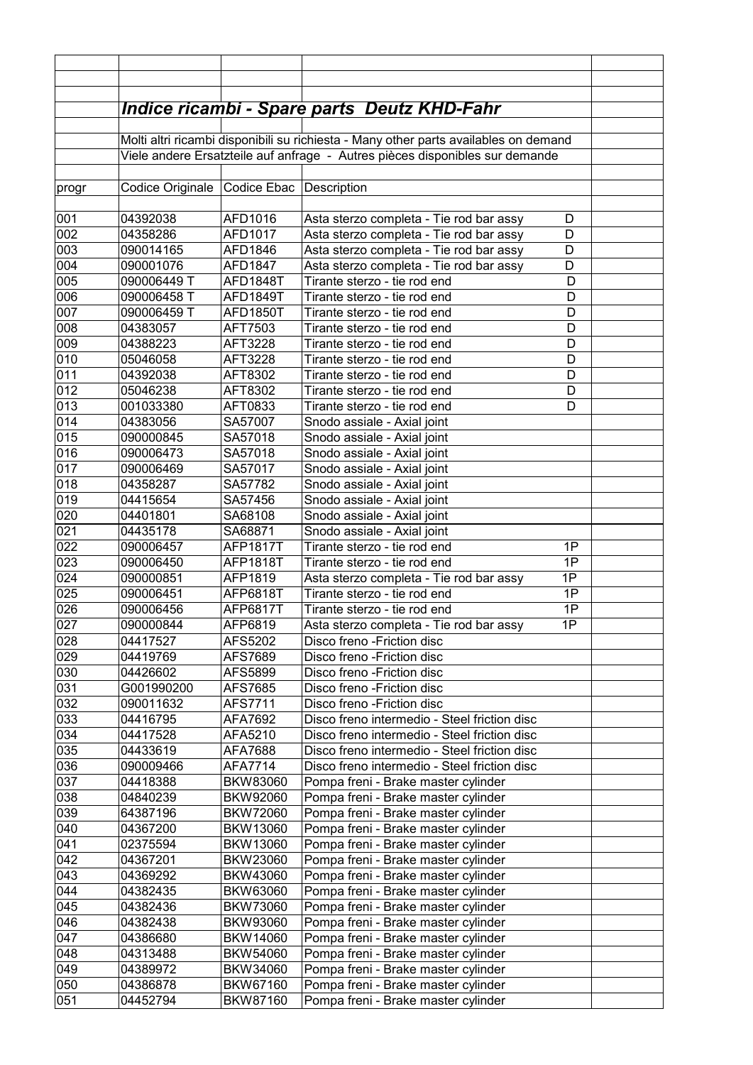## *Indice ricambi - Spare parts Deutz KHD-Fahr*

Molti altri ricambi disponibili su richiesta - Many other parts availables on demand

Viele andere Ersatzteile auf anfrage - Autres pièces disponibles sur demande

| progr | Codice Originale | Codice Ebac | Description | |
|---|---|---|---|---|
| 001 | 04392038 | AFD1016 | Asta sterzo completa - Tie rod bar assy | D |
| 002 | 04358286 | AFD1017 | Asta sterzo completa - Tie rod bar assy | D |
| 003 | 090014165 | AFD1846 | Asta sterzo completa - Tie rod bar assy | D |
| 004 | 090001076 | AFD1847 | Asta sterzo completa - Tie rod bar assy | D |
| 005 | 090006449 T | AFD1848T | Tirante sterzo - tie rod end | D |
| 006 | 090006458 T | AFD1849T | Tirante sterzo - tie rod end | D |
| 007 | 090006459 T | AFD1850T | Tirante sterzo - tie rod end | D |
| 008 | 04383057 | AFT7503 | Tirante sterzo - tie rod end | D |
| 009 | 04388223 | AFT3228 | Tirante sterzo - tie rod end | D |
| 010 | 05046058 | AFT3228 | Tirante sterzo - tie rod end | D |
| 011 | 04392038 | AFT8302 | Tirante sterzo - tie rod end | D |
| 012 | 05046238 | AFT8302 | Tirante sterzo - tie rod end | D |
| 013 | 001033380 | AFT0833 | Tirante sterzo - tie rod end | D |
| 014 | 04383056 | SA57007 | Snodo assiale - Axial joint | |
| 015 | 090000845 | SA57018 | Snodo assiale - Axial joint | |
| 016 | 090006473 | SA57018 | Snodo assiale - Axial joint | |
| 017 | 090006469 | SA57017 | Snodo assiale - Axial joint | |
| 018 | 04358287 | SA57782 | Snodo assiale - Axial joint | |
| 019 | 04415654 | SA57456 | Snodo assiale - Axial joint | |
| 020 | 04401801 | SA68108 | Snodo assiale - Axial joint | |
| 021 | 04435178 | SA68871 | Snodo assiale - Axial joint | |
| 022 | 090006457 | AFP1817T | Tirante sterzo - tie rod end | 1P |
| 023 | 090006450 | AFP1818T | Tirante sterzo - tie rod end | 1P |
| 024 | 090000851 | AFP1819 | Asta sterzo completa - Tie rod bar assy | 1P |
| 025 | 090006451 | AFP6818T | Tirante sterzo - tie rod end | 1P |
| 026 | 090006456 | AFP6817T | Tirante sterzo - tie rod end | 1P |
| 027 | 090000844 | AFP6819 | Asta sterzo completa - Tie rod bar assy | 1P |
| 028 | 04417527 | AFS5202 | Disco freno -Friction disc | |
| 029 | 04419769 | AFS7689 | Disco freno -Friction disc | |
| 030 | 04426602 | AFS5899 | Disco freno -Friction disc | |
| 031 | G001990200 | AFS7685 | Disco freno -Friction disc | |
| 032 | 090011632 | AFS7711 | Disco freno -Friction disc | |
| 033 | 04416795 | AFA7692 | Disco freno intermedio - Steel friction disc | |
| 034 | 04417528 | AFA5210 | Disco freno intermedio - Steel friction disc | |
| 035 | 04433619 | AFA7688 | Disco freno intermedio - Steel friction disc | |
| 036 | 090009466 | AFA7714 | Disco freno intermedio - Steel friction disc | |
| 037 | 04418388 | BKW83060 | Pompa freni - Brake master cylinder | |
| 038 | 04840239 | BKW92060 | Pompa freni - Brake master cylinder | |
| 039 | 64387196 | BKW72060 | Pompa freni - Brake master cylinder | |
| 040 | 04367200 | BKW13060 | Pompa freni - Brake master cylinder | |
| 041 | 02375594 | BKW13060 | Pompa freni - Brake master cylinder | |
| 042 | 04367201 | BKW23060 | Pompa freni - Brake master cylinder | |
| 043 | 04369292 | BKW43060 | Pompa freni - Brake master cylinder | |
| 044 | 04382435 | BKW63060 | Pompa freni - Brake master cylinder | |
| 045 | 04382436 | BKW73060 | Pompa freni - Brake master cylinder | |
| 046 | 04382438 | BKW93060 | Pompa freni - Brake master cylinder | |
| 047 | 04386680 | BKW14060 | Pompa freni - Brake master cylinder | |
| 048 | 04313488 | BKW54060 | Pompa freni - Brake master cylinder | |
| 049 | 04389972 | BKW34060 | Pompa freni - Brake master cylinder | |
| 050 | 04386878 | BKW67160 | Pompa freni - Brake master cylinder | |
| 051 | 04452794 | BKW87160 | Pompa freni - Brake master cylinder | |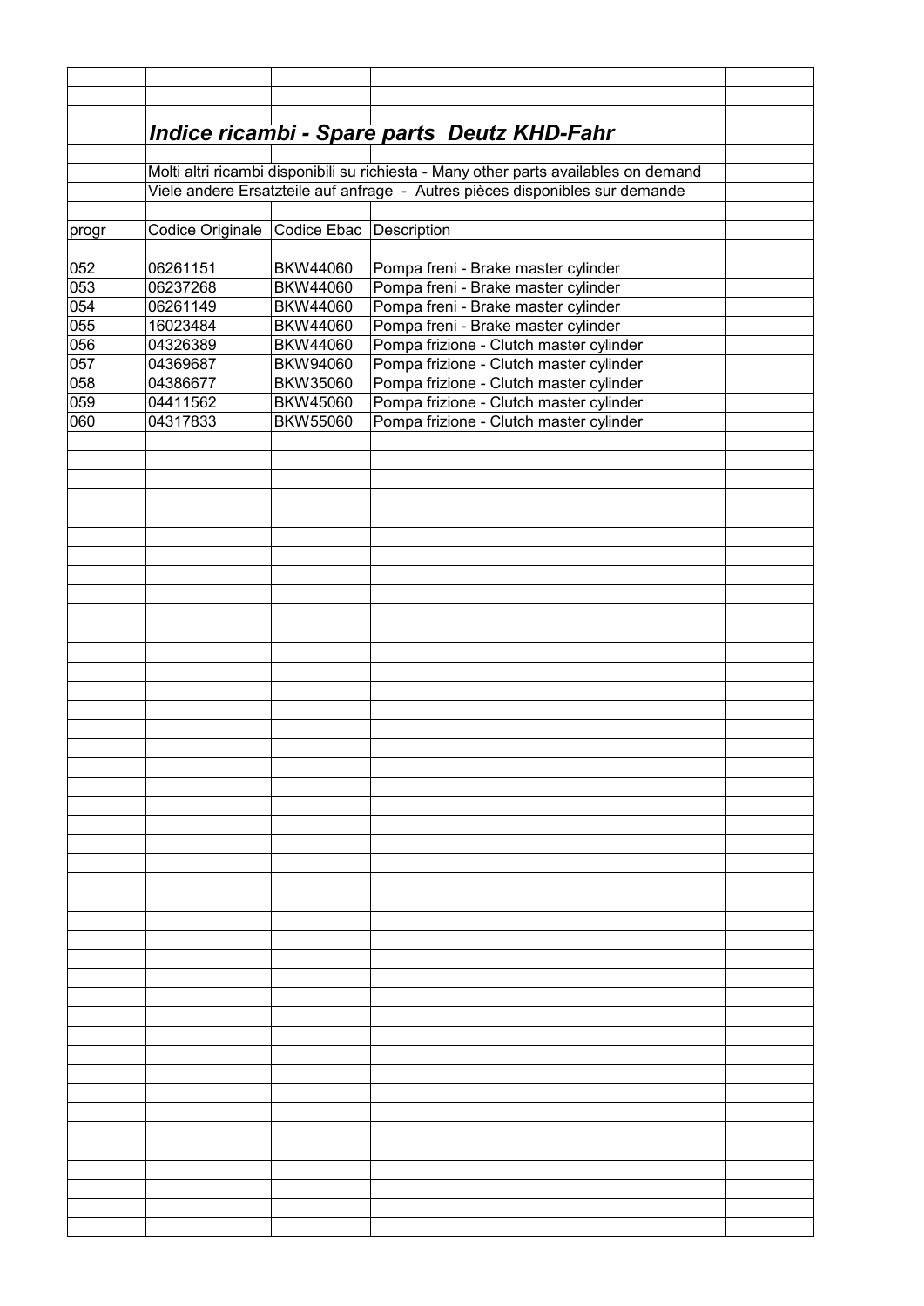## *Indice ricambi - Spare parts Deutz KHD-Fahr*

Molti altri ricambi disponibili su richiesta - Many other parts availables on demand

Viele andere Ersatzteile auf anfrage - Autres pièces disponibles sur demande

| progr | Codice Originale | Codice Ebac | Description |
|---|---|---|---|
| 052 | 06261151 | BKW44060 | Pompa freni - Brake master cylinder |
| 053 | 06237268 | BKW44060 | Pompa freni - Brake master cylinder |
| 054 | 06261149 | BKW44060 | Pompa freni - Brake master cylinder |
| 055 | 16023484 | BKW44060 | Pompa freni - Brake master cylinder |
| 056 | 04326389 | BKW44060 | Pompa frizione - Clutch master cylinder |
| 057 | 04369687 | BKW94060 | Pompa frizione - Clutch master cylinder |
| 058 | 04386677 | BKW35060 | Pompa frizione - Clutch master cylinder |
| 059 | 04411562 | BKW45060 | Pompa frizione - Clutch master cylinder |
| 060 | 04317833 | BKW55060 | Pompa frizione - Clutch master cylinder |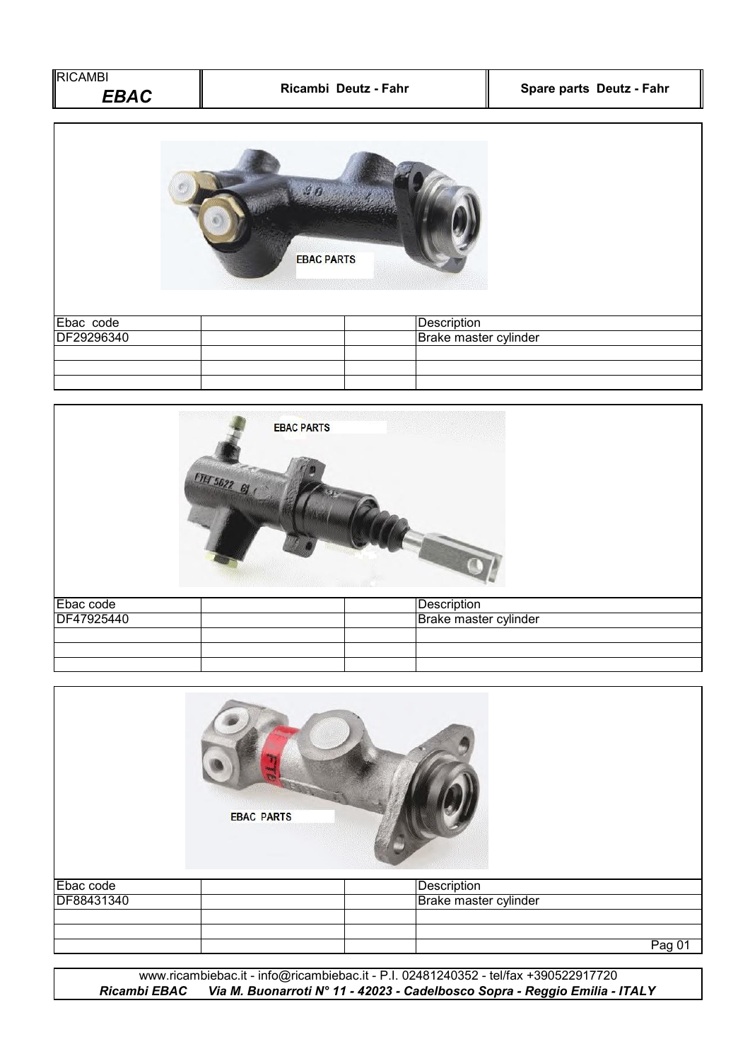| RICAMBI *EBAC* | Ricambi Deutz - Fahr | Spare parts Deutz - Fahr |
|---|---|---|

| Ebac code | | | Description |
|---|---|---|---|
| DF29296340 | | | Brake master cylinder |
| | | | |
| | | | |
| | | | |

| Ebac code | | | Description |
|---|---|---|---|
| DF47925440 | | | Brake master cylinder |
| | | | |
| | | | |
| | | | |

| Ebac code | | | Description |
|---|---|---|---|
| DF88431340 | | | Brake master cylinder |
| | | | |
| | | | |
| | | | |

www.ricambiebac.it - info@ricambiebac.it - P.I. 02481240352 - tel/fax +390522917720
***Ricambi EBAC** Via M. Buonarroti N° 11 - 42023 - Cadelbosco Sopra - Reggio Emilia - ITALY*